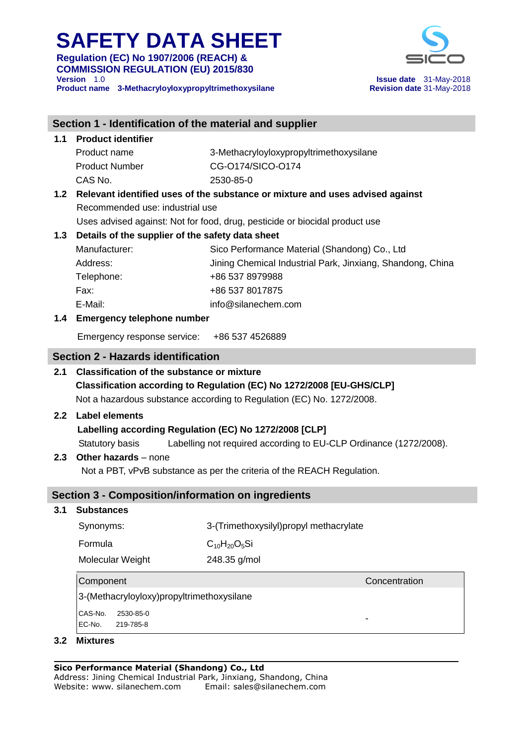# SAFETY DATA SHEET

**Regulation (EC) No 1907/2006 (REACH) & COMMISSION REGULATION (EU) 2015/830**

**Version** 1.0
**Product name** **3-Methacryloyloxypropyltrimethoxysilane**

**Issue date** 31-May-2018
**Revision date** 31-May-2018

## Section 1 - Identification of the material and supplier

### 1.1 Product identifier

| | |
|---|---|
| Product name | 3-Methacryloyloxypropyltrimethoxysilane |
| Product Number | CG-O174/SICO-O174 |
| CAS No. | 2530-85-0 |

### 1.2 Relevant identified uses of the substance or mixture and uses advised against

Recommended use: industrial use

Uses advised against: Not for food, drug, pesticide or biocidal product use

### 1.3 Details of the supplier of the safety data sheet

| | |
|---|---|
| Manufacturer: | Sico Performance Material (Shandong) Co., Ltd |
| Address: | Jining Chemical Industrial Park, Jinxiang, Shandong, China |
| Telephone: | +86 537 8979988 |
| Fax: | +86 537 8017875 |
| E-Mail: | info@silanechem.com |

### 1.4 Emergency telephone number

Emergency response service: +86 537 4526889

## Section 2 - Hazards identification

### 2.1 Classification of the substance or mixture

**Classification according to Regulation (EC) No 1272/2008 [EU-GHS/CLP]**

Not a hazardous substance according to Regulation (EC) No. 1272/2008.

### 2.2 Label elements

**Labelling according Regulation (EC) No 1272/2008 [CLP]**

Statutory basis Labelling not required according to EU-CLP Ordinance (1272/2008).

### 2.3 Other hazards – none

Not a PBT, vPvB substance as per the criteria of the REACH Regulation.

## Section 3 - Composition/information on ingredients

### 3.1 Substances

| | |
|---|---|
| Synonyms: | 3-(Trimethoxysilyl)propyl methacrylate |
| Formula | $C_{10}H_{20}O_5Si$ |
| Molecular Weight | 248.35 g/mol |

| Component | Concentration |
|---|---|
| 3-(Methacryloyloxy)propyltrimethoxysilane<br>CAS-No. 2530-85-0<br>EC-No. 219-785-8 | - |

### 3.2 Mixtures

**Sico Performance Material (Shandong) Co., Ltd**
Address: Jining Chemical Industrial Park, Jinxiang, Shandong, China
Website: www. silanechem.com Email: sales@silanechem.com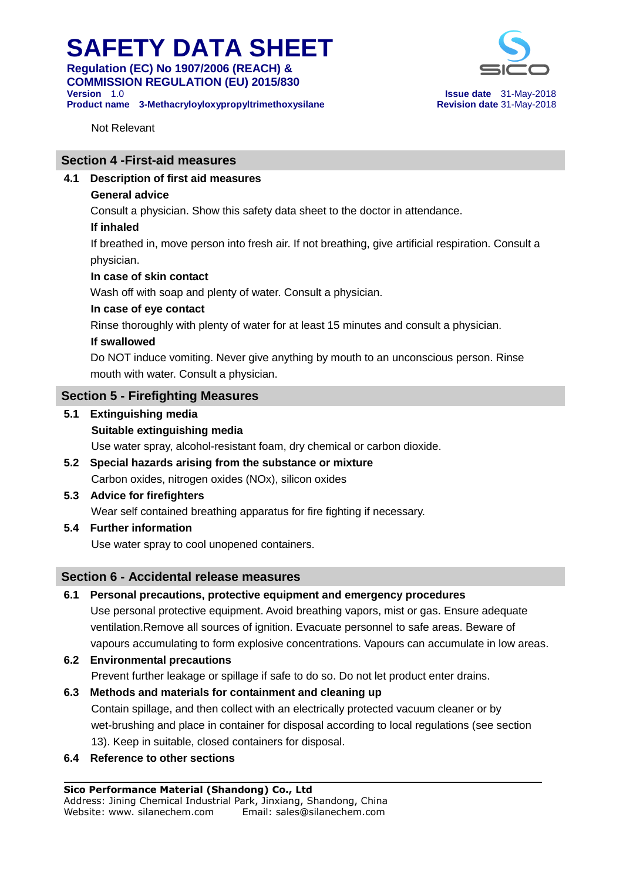Not Relevant

## Section 4 -First-aid measures

### 4.1 Description of first aid measures

**General advice**

Consult a physician. Show this safety data sheet to the doctor in attendance.

**If inhaled**

If breathed in, move person into fresh air. If not breathing, give artificial respiration. Consult a physician.

**In case of skin contact**

Wash off with soap and plenty of water. Consult a physician.

**In case of eye contact**

Rinse thoroughly with plenty of water for at least 15 minutes and consult a physician.

**If swallowed**

Do NOT induce vomiting. Never give anything by mouth to an unconscious person. Rinse mouth with water. Consult a physician.

## Section 5 - Firefighting Measures

### 5.1 Extinguishing media

**Suitable extinguishing media**

Use water spray, alcohol-resistant foam, dry chemical or carbon dioxide.

### 5.2 Special hazards arising from the substance or mixture

Carbon oxides, nitrogen oxides (NOx), silicon oxides

### 5.3 Advice for firefighters

Wear self contained breathing apparatus for fire fighting if necessary.

### 5.4 Further information

Use water spray to cool unopened containers.

## Section 6 - Accidental release measures

### 6.1 Personal precautions, protective equipment and emergency procedures

Use personal protective equipment. Avoid breathing vapors, mist or gas. Ensure adequate ventilation.Remove all sources of ignition. Evacuate personnel to safe areas. Beware of vapours accumulating to form explosive concentrations. Vapours can accumulate in low areas.

### 6.2 Environmental precautions

Prevent further leakage or spillage if safe to do so. Do not let product enter drains.

### 6.3 Methods and materials for containment and cleaning up

Contain spillage, and then collect with an electrically protected vacuum cleaner or by wet-brushing and place in container for disposal according to local regulations (see section 13). Keep in suitable, closed containers for disposal.

### 6.4 Reference to other sections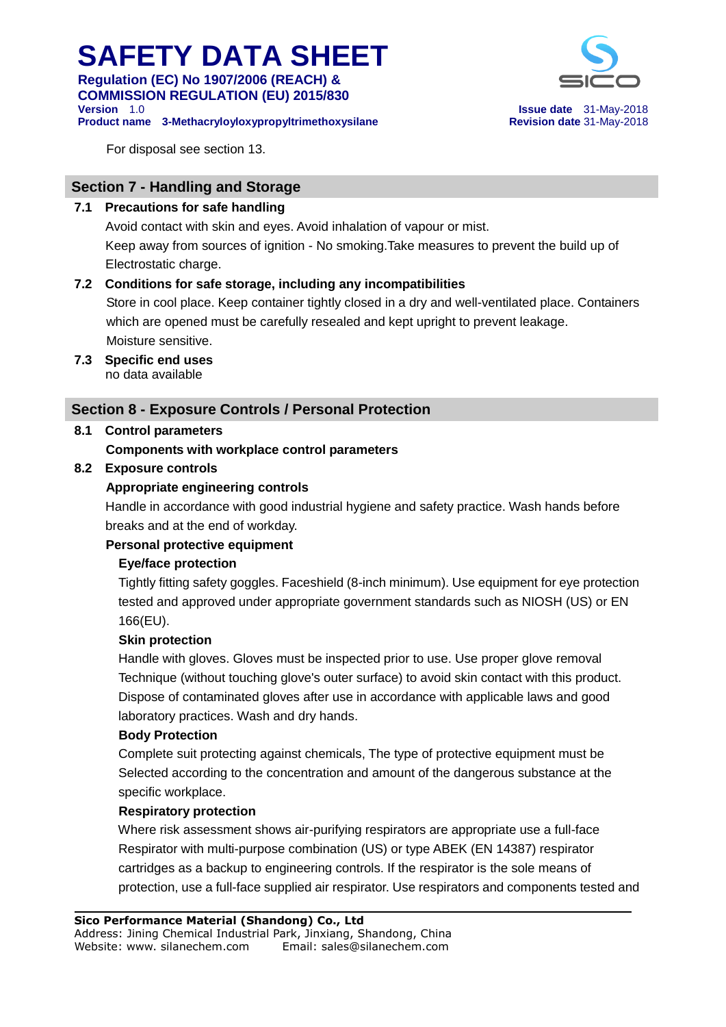For disposal see section 13.

## Section 7 - Handling and Storage

### 7.1 Precautions for safe handling

Avoid contact with skin and eyes. Avoid inhalation of vapour or mist.

Keep away from sources of ignition - No smoking.Take measures to prevent the build up of Electrostatic charge.

### 7.2 Conditions for safe storage, including any incompatibilities

Store in cool place. Keep container tightly closed in a dry and well-ventilated place. Containers which are opened must be carefully resealed and kept upright to prevent leakage.

Moisture sensitive.

### 7.3 Specific end uses

no data available

## Section 8 - Exposure Controls / Personal Protection

### 8.1 Control parameters

**Components with workplace control parameters**

### 8.2 Exposure controls

**Appropriate engineering controls**

Handle in accordance with good industrial hygiene and safety practice. Wash hands before breaks and at the end of workday.

**Personal protective equipment**

**Eye/face protection**

Tightly fitting safety goggles. Faceshield (8-inch minimum). Use equipment for eye protection tested and approved under appropriate government standards such as NIOSH (US) or EN 166(EU).

**Skin protection**

Handle with gloves. Gloves must be inspected prior to use. Use proper glove removal Technique (without touching glove's outer surface) to avoid skin contact with this product. Dispose of contaminated gloves after use in accordance with applicable laws and good laboratory practices. Wash and dry hands.

**Body Protection**

Complete suit protecting against chemicals, The type of protective equipment must be Selected according to the concentration and amount of the dangerous substance at the specific workplace.

**Respiratory protection**

Where risk assessment shows air-purifying respirators are appropriate use a full-face Respirator with multi-purpose combination (US) or type ABEK (EN 14387) respirator cartridges as a backup to engineering controls. If the respirator is the sole means of protection, use a full-face supplied air respirator. Use respirators and components tested and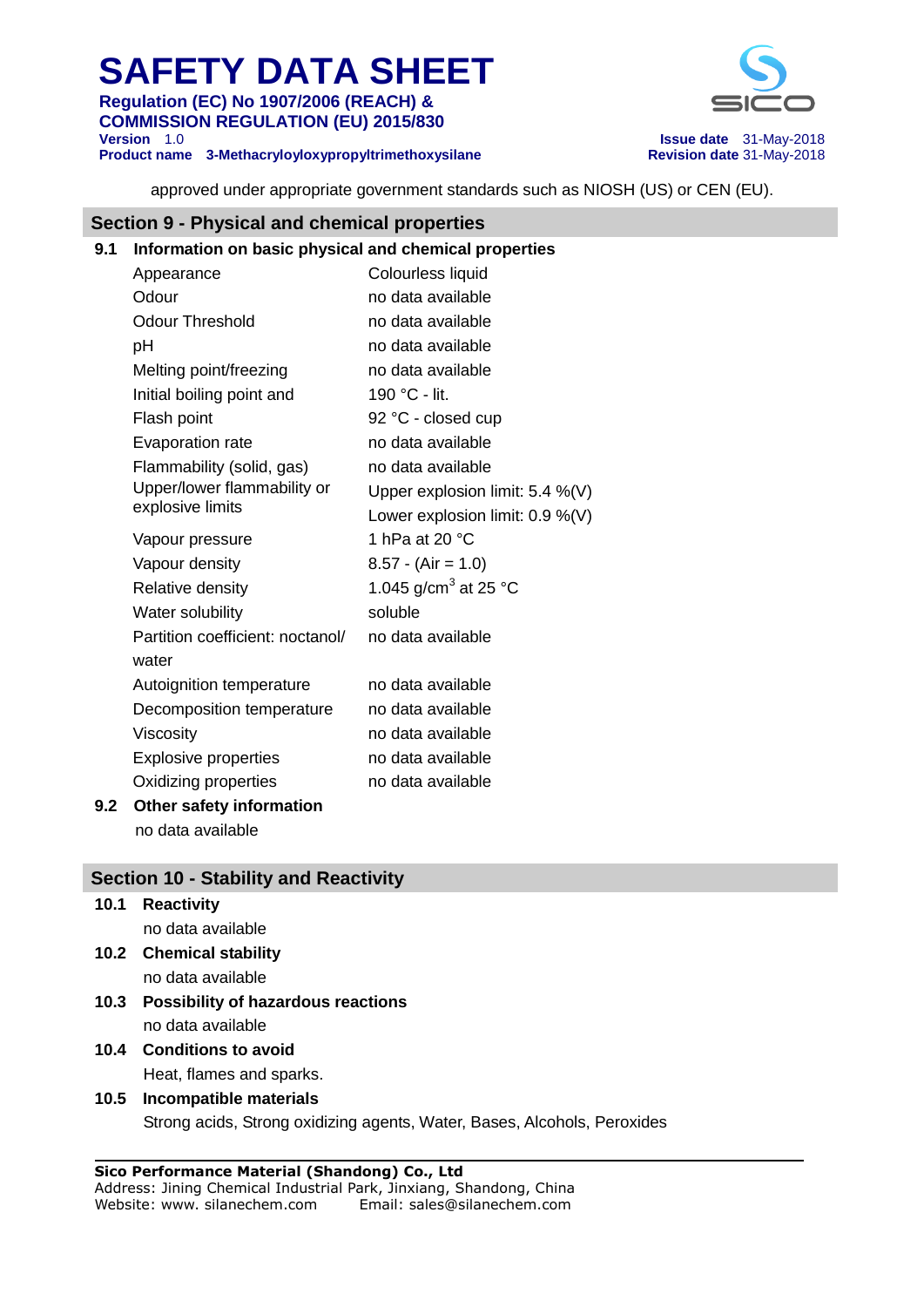approved under appropriate government standards such as NIOSH (US) or CEN (EU).

## Section 9 - Physical and chemical properties

### 9.1 Information on basic physical and chemical properties

| Property | Value |
|---|---|
| Appearance | Colourless liquid |
| Odour | no data available |
| Odour Threshold | no data available |
| pH | no data available |
| Melting point/freezing | no data available |
| Initial boiling point and | 190 °C - lit. |
| Flash point | 92 °C - closed cup |
| Evaporation rate | no data available |
| Flammability (solid, gas) | no data available |
| Upper/lower flammability or explosive limits | Upper explosion limit: 5.4 %(V)<br>Lower explosion limit: 0.9 %(V) |
| Vapour pressure | 1 hPa at 20 °C |
| Vapour density | 8.57 - (Air = 1.0) |
| Relative density | 1.045 g/cm$^3$ at 25 °C |
| Water solubility | soluble |
| Partition coefficient: noctanol/ water | no data available |
| Autoignition temperature | no data available |
| Decomposition temperature | no data available |
| Viscosity | no data available |
| Explosive properties | no data available |
| Oxidizing properties | no data available |

### 9.2 Other safety information

no data available

## Section 10 - Stability and Reactivity

### 10.1 Reactivity

no data available

### 10.2 Chemical stability

no data available

### 10.3 Possibility of hazardous reactions

no data available

### 10.4 Conditions to avoid

Heat, flames and sparks.

### 10.5 Incompatible materials

Strong acids, Strong oxidizing agents, Water, Bases, Alcohols, Peroxides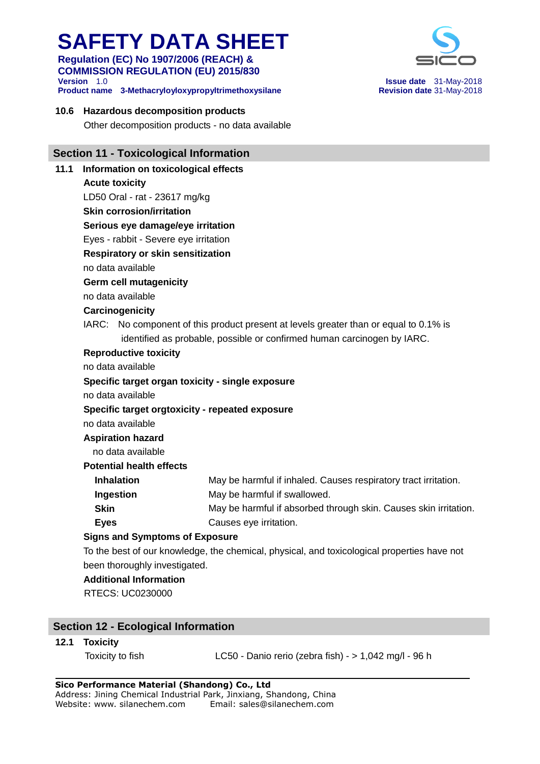**10.6 Hazardous decomposition products**

Other decomposition products - no data available

## Section 11 - Toxicological Information

**11.1 Information on toxicological effects**

**Acute toxicity**

LD50 Oral - rat - 23617 mg/kg

**Skin corrosion/irritation**

**Serious eye damage/eye irritation**

Eyes - rabbit - Severe eye irritation

**Respiratory or skin sensitization**

no data available

**Germ cell mutagenicity**

no data available

**Carcinogenicity**

IARC: No component of this product present at levels greater than or equal to 0.1% is identified as probable, possible or confirmed human carcinogen by IARC.

**Reproductive toxicity**

no data available

**Specific target organ toxicity - single exposure**

no data available

**Specific target orgtoxicity - repeated exposure**

no data available

**Aspiration hazard**

no data available

**Potential health effects**

| | |
|---|---|
| **Inhalation** | May be harmful if inhaled. Causes respiratory tract irritation. |
| **Ingestion** | May be harmful if swallowed. |
| **Skin** | May be harmful if absorbed through skin. Causes skin irritation. |
| **Eyes** | Causes eye irritation. |

**Signs and Symptoms of Exposure**

To the best of our knowledge, the chemical, physical, and toxicological properties have not been thoroughly investigated.

**Additional Information**

RTECS: UC0230000

## Section 12 - Ecological Information

**12.1 Toxicity**

| | |
|---|---|
| Toxicity to fish | LC50 - Danio rerio (zebra fish) - > 1,042 mg/l - 96 h |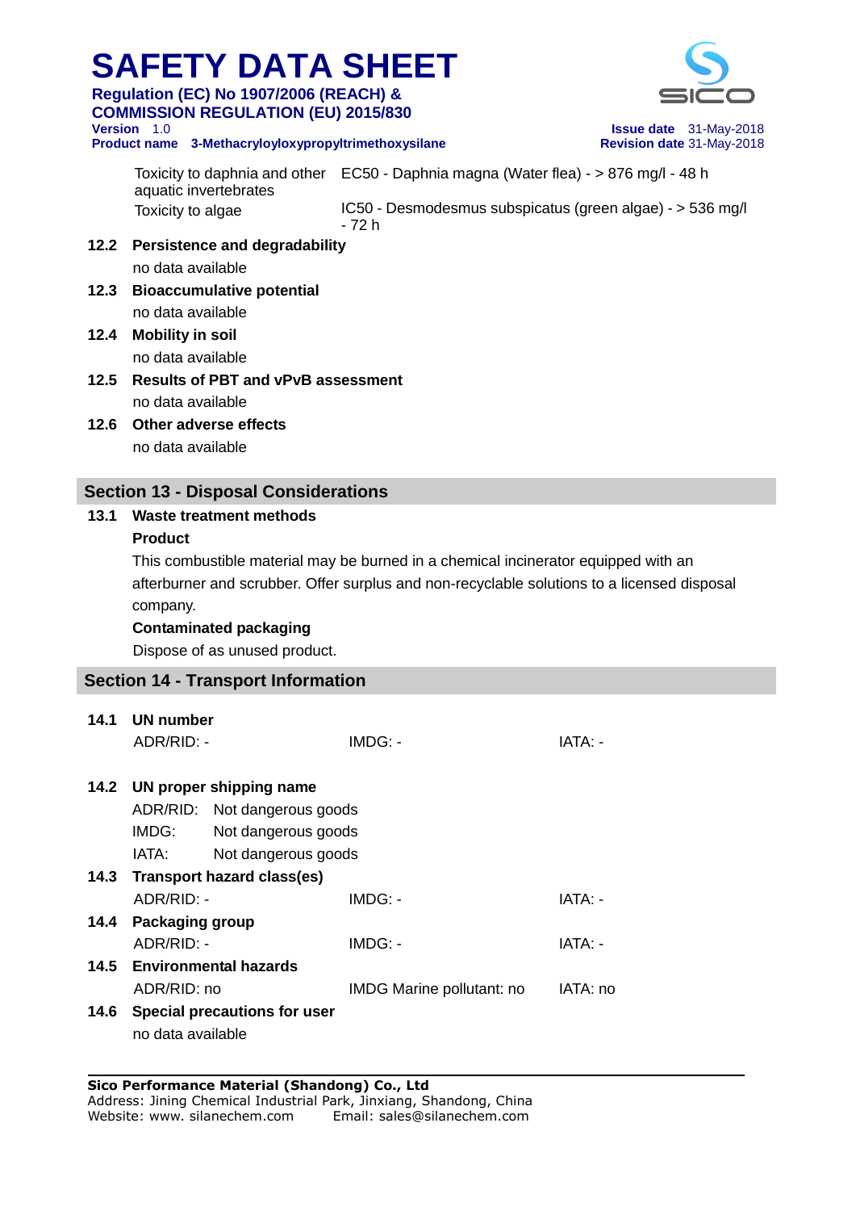| | |
|---|---|
| Toxicity to daphnia and other aquatic invertebrates | EC50 - Daphnia magna (Water flea) - > 876 mg/l - 48 h |
| Toxicity to algae | IC50 - Desmodesmus subspicatus (green algae) - > 536 mg/l - 72 h |

**12.2 Persistence and degradability**

no data available

**12.3 Bioaccumulative potential**

no data available

**12.4 Mobility in soil**

no data available

**12.5 Results of PBT and vPvB assessment**

no data available

**12.6 Other adverse effects**

no data available

## Section 13 - Disposal Considerations

**13.1 Waste treatment methods**

**Product**

This combustible material may be burned in a chemical incinerator equipped with an afterburner and scrubber. Offer surplus and non-recyclable solutions to a licensed disposal company.

**Contaminated packaging**

Dispose of as unused product.

## Section 14 - Transport Information

**14.1 UN number**

| ADR/RID: - | IMDG: - | IATA: - |
|---|---|---|

**14.2 UN proper shipping name**

ADR/RID: Not dangerous goods
IMDG: Not dangerous goods
IATA: Not dangerous goods

**14.3 Transport hazard class(es)**

| ADR/RID: - | IMDG: - | IATA: - |
|---|---|---|

**14.4 Packaging group**

| ADR/RID: - | IMDG: - | IATA: - |
|---|---|---|

**14.5 Environmental hazards**

| ADR/RID: no | IMDG Marine pollutant: no | IATA: no |
|---|---|---|

**14.6 Special precautions for user**

no data available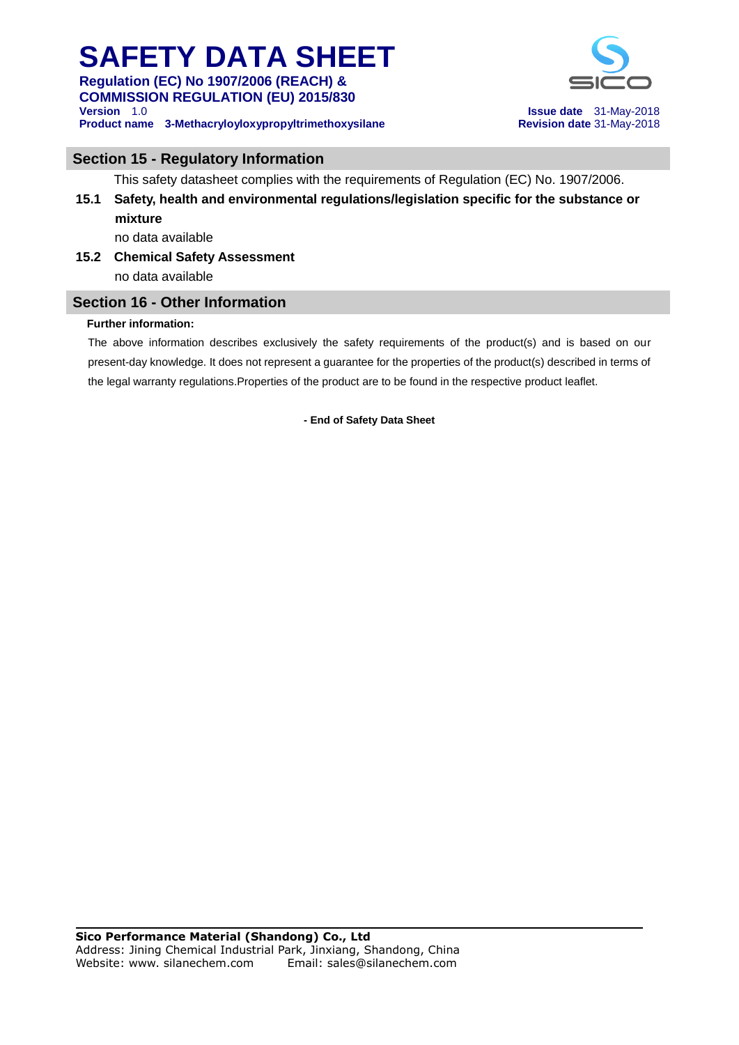## Section 15 - Regulatory Information

This safety datasheet complies with the requirements of Regulation (EC) No. 1907/2006.

### 15.1 Safety, health and environmental regulations/legislation specific for the substance or mixture

no data available

### 15.2 Chemical Safety Assessment

no data available

## Section 16 - Other Information

**Further information:**

The above information describes exclusively the safety requirements of the product(s) and is based on our present-day knowledge. It does not represent a guarantee for the properties of the product(s) described in terms of the legal warranty regulations.Properties of the product are to be found in the respective product leaflet.

**- End of Safety Data Sheet**